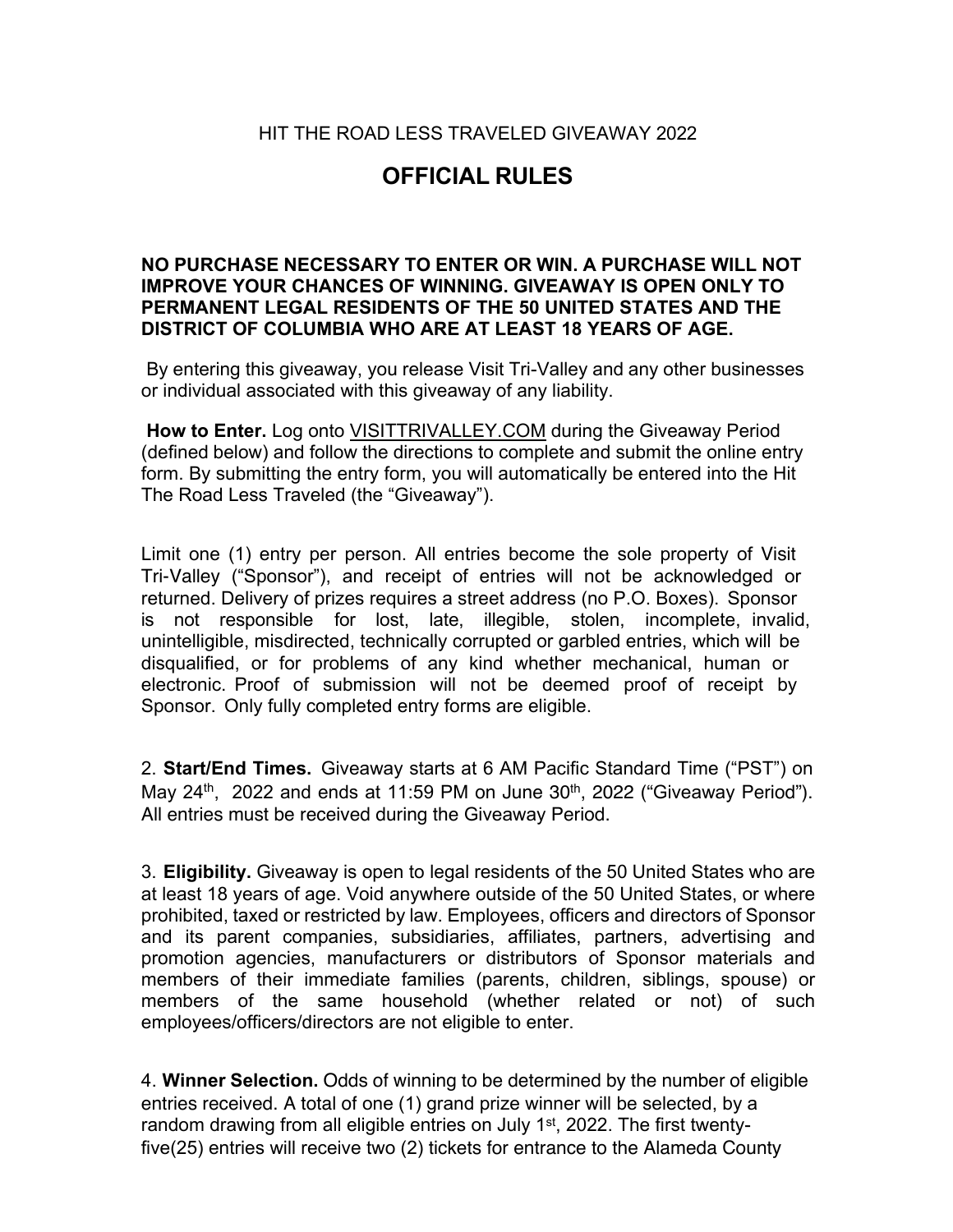HIT THE ROAD LESS TRAVELED GIVEAWAY 2022

# OFFICIAL RULES

**NO PURCHASE NECESSARY TO ENTER OR WIN. A PURCHASE WILL NOT IMPROVE YOUR CHANCES OF WINNING. GIVEAWAY IS OPEN ONLY TO PERMANENT LEGAL RESIDENTS OF THE 50 UNITED STATES AND THE DISTRICT OF COLUMBIA WHO ARE AT LEAST 18 YEARS OF AGE.**

By entering this giveaway, you release Visit Tri-Valley and any other businesses or individual associated with this giveaway of any liability.

**How to Enter.** Log onto VISITTRIVALLEY.COM during the Giveaway Period (defined below) and follow the directions to complete and submit the online entry form. By submitting the entry form, you will automatically be entered into the Hit The Road Less Traveled (the "Giveaway").

Limit one (1) entry per person. All entries become the sole property of Visit Tri-Valley ("Sponsor"), and receipt of entries will not be acknowledged or returned. Delivery of prizes requires a street address (no P.O. Boxes). Sponsor is not responsible for lost, late, illegible, stolen, incomplete, invalid, unintelligible, misdirected, technically corrupted or garbled entries, which will be disqualified, or for problems of any kind whether mechanical, human or electronic. Proof of submission will not be deemed proof of receipt by Sponsor. Only fully completed entry forms are eligible.

2. **Start/End Times.** Giveaway starts at 6 AM Pacific Standard Time ("PST") on May 24th, 2022 and ends at 11:59 PM on June 30th, 2022 ("Giveaway Period"). All entries must be received during the Giveaway Period.

3. **Eligibility.** Giveaway is open to legal residents of the 50 United States who are at least 18 years of age. Void anywhere outside of the 50 United States, or where prohibited, taxed or restricted by law. Employees, officers and directors of Sponsor and its parent companies, subsidiaries, affiliates, partners, advertising and promotion agencies, manufacturers or distributors of Sponsor materials and members of their immediate families (parents, children, siblings, spouse) or members of the same household (whether related or not) of such employees/officers/directors are not eligible to enter.

4. **Winner Selection.** Odds of winning to be determined by the number of eligible entries received. A total of one (1) grand prize winner will be selected, by a random drawing from all eligible entries on July 1st, 2022. The first twenty-five(25) entries will receive two (2) tickets for entrance to the Alameda County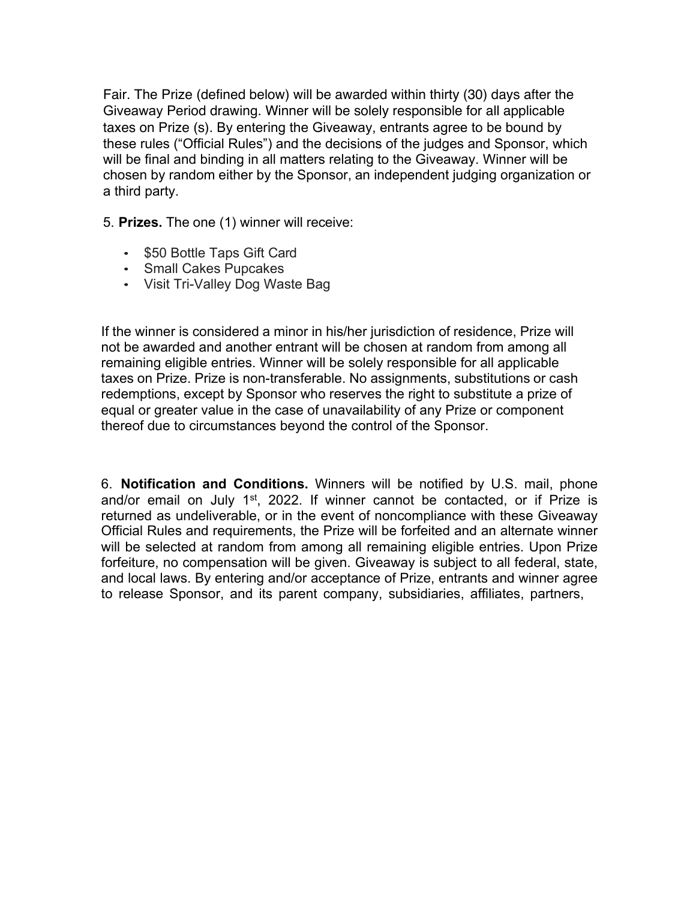Fair. The Prize (defined below) will be awarded within thirty (30) days after the Giveaway Period drawing. Winner will be solely responsible for all applicable taxes on Prize (s). By entering the Giveaway, entrants agree to be bound by these rules ("Official Rules") and the decisions of the judges and Sponsor, which will be final and binding in all matters relating to the Giveaway. Winner will be chosen by random either by the Sponsor, an independent judging organization or a third party.

5. **Prizes.** The one (1) winner will receive:

- $50 Bottle Taps Gift Card
- Small Cakes Pupcakes
- Visit Tri-Valley Dog Waste Bag

If the winner is considered a minor in his/her jurisdiction of residence, Prize will not be awarded and another entrant will be chosen at random from among all remaining eligible entries. Winner will be solely responsible for all applicable taxes on Prize. Prize is non-transferable. No assignments, substitutions or cash redemptions, except by Sponsor who reserves the right to substitute a prize of equal or greater value in the case of unavailability of any Prize or component thereof due to circumstances beyond the control of the Sponsor.

6. **Notification and Conditions.** Winners will be notified by U.S. mail, phone and/or email on July 1st, 2022. If winner cannot be contacted, or if Prize is returned as undeliverable, or in the event of noncompliance with these Giveaway Official Rules and requirements, the Prize will be forfeited and an alternate winner will be selected at random from among all remaining eligible entries. Upon Prize forfeiture, no compensation will be given. Giveaway is subject to all federal, state, and local laws. By entering and/or acceptance of Prize, entrants and winner agree to release Sponsor, and its parent company, subsidiaries, affiliates, partners,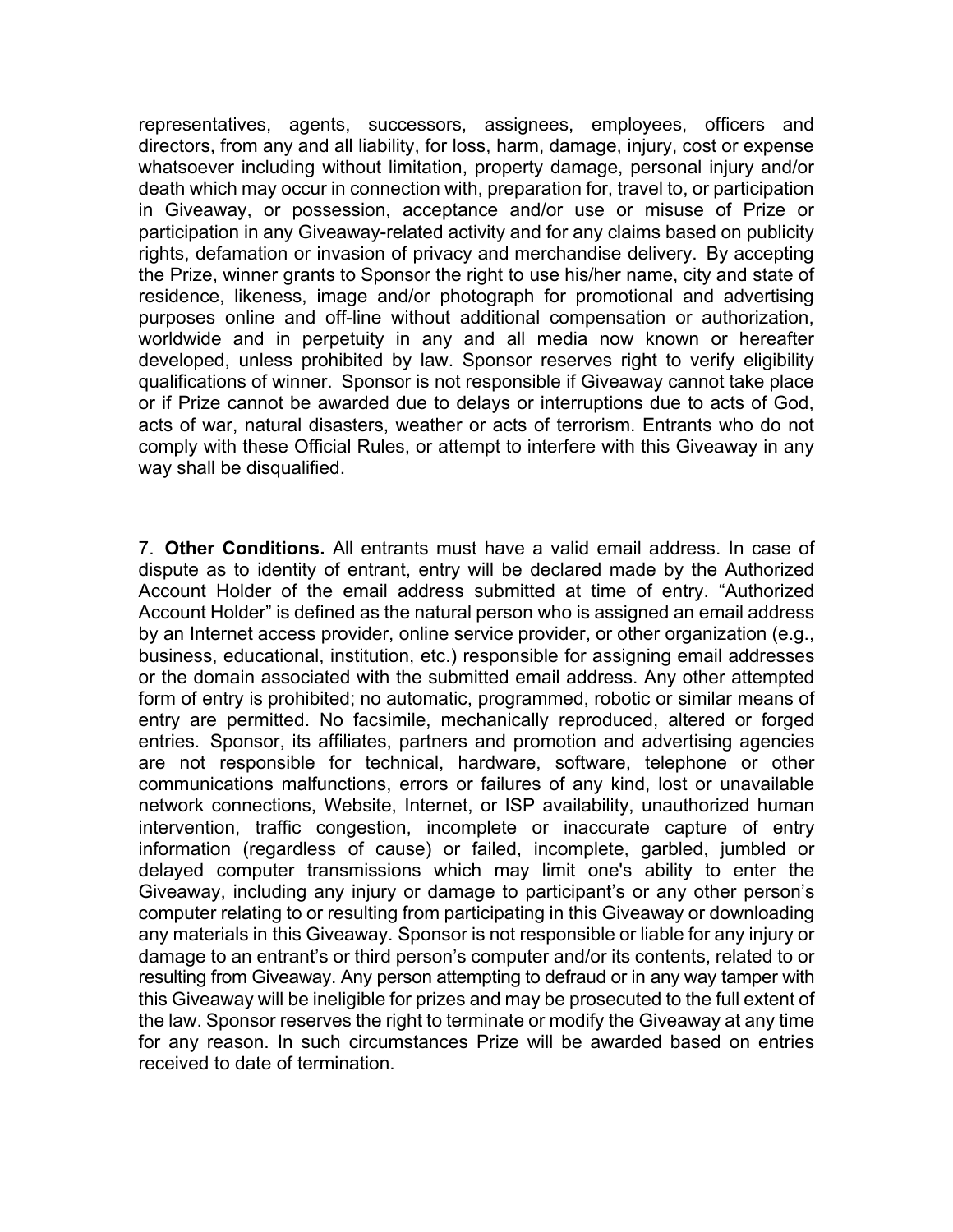representatives, agents, successors, assignees, employees, officers and directors, from any and all liability, for loss, harm, damage, injury, cost or expense whatsoever including without limitation, property damage, personal injury and/or death which may occur in connection with, preparation for, travel to, or participation in Giveaway, or possession, acceptance and/or use or misuse of Prize or participation in any Giveaway-related activity and for any claims based on publicity rights, defamation or invasion of privacy and merchandise delivery. By accepting the Prize, winner grants to Sponsor the right to use his/her name, city and state of residence, likeness, image and/or photograph for promotional and advertising purposes online and off-line without additional compensation or authorization, worldwide and in perpetuity in any and all media now known or hereafter developed, unless prohibited by law. Sponsor reserves right to verify eligibility qualifications of winner. Sponsor is not responsible if Giveaway cannot take place or if Prize cannot be awarded due to delays or interruptions due to acts of God, acts of war, natural disasters, weather or acts of terrorism. Entrants who do not comply with these Official Rules, or attempt to interfere with this Giveaway in any way shall be disqualified.

7. **Other Conditions.** All entrants must have a valid email address. In case of dispute as to identity of entrant, entry will be declared made by the Authorized Account Holder of the email address submitted at time of entry. "Authorized Account Holder" is defined as the natural person who is assigned an email address by an Internet access provider, online service provider, or other organization (e.g., business, educational, institution, etc.) responsible for assigning email addresses or the domain associated with the submitted email address. Any other attempted form of entry is prohibited; no automatic, programmed, robotic or similar means of entry are permitted. No facsimile, mechanically reproduced, altered or forged entries. Sponsor, its affiliates, partners and promotion and advertising agencies are not responsible for technical, hardware, software, telephone or other communications malfunctions, errors or failures of any kind, lost or unavailable network connections, Website, Internet, or ISP availability, unauthorized human intervention, traffic congestion, incomplete or inaccurate capture of entry information (regardless of cause) or failed, incomplete, garbled, jumbled or delayed computer transmissions which may limit one's ability to enter the Giveaway, including any injury or damage to participant's or any other person's computer relating to or resulting from participating in this Giveaway or downloading any materials in this Giveaway. Sponsor is not responsible or liable for any injury or damage to an entrant's or third person's computer and/or its contents, related to or resulting from Giveaway. Any person attempting to defraud or in any way tamper with this Giveaway will be ineligible for prizes and may be prosecuted to the full extent of the law. Sponsor reserves the right to terminate or modify the Giveaway at any time for any reason. In such circumstances Prize will be awarded based on entries received to date of termination.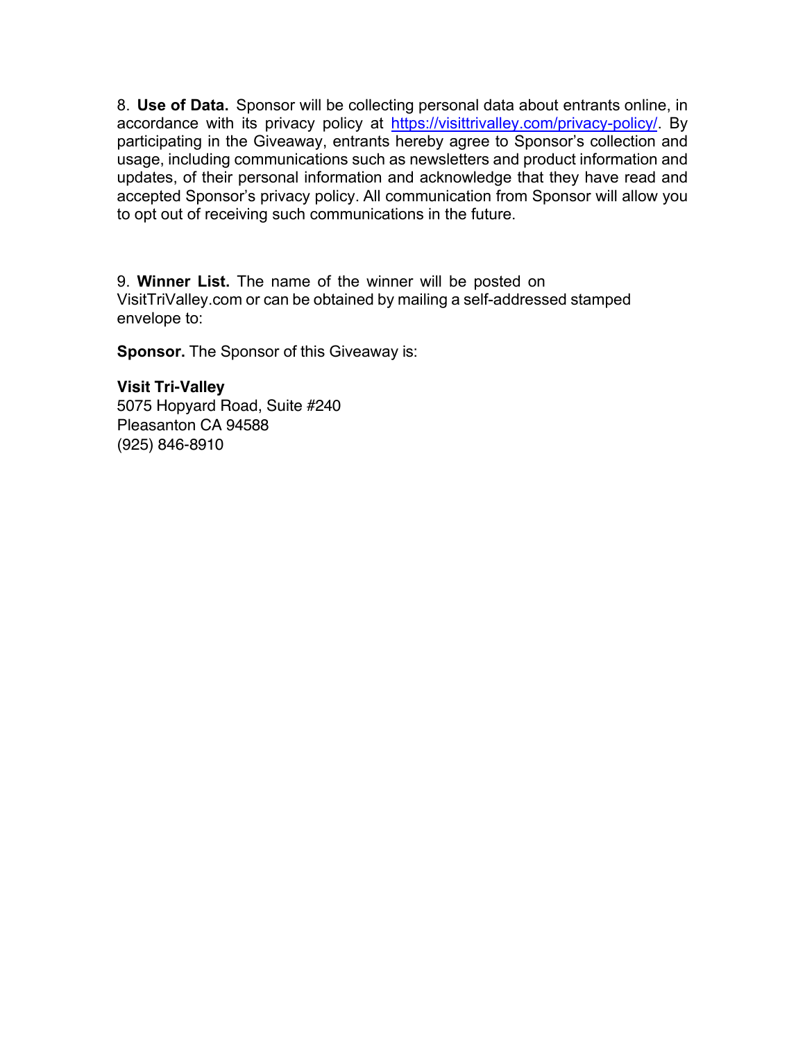8. **Use of Data.** Sponsor will be collecting personal data about entrants online, in accordance with its privacy policy at [https://visittrivalley.com/privacy-policy/](https://visittrivalley.com/privacy-policy/). By participating in the Giveaway, entrants hereby agree to Sponsor's collection and usage, including communications such as newsletters and product information and updates, of their personal information and acknowledge that they have read and accepted Sponsor's privacy policy. All communication from Sponsor will allow you to opt out of receiving such communications in the future.

9. **Winner List.** The name of the winner will be posted on VisitTriValley.com or can be obtained by mailing a self-addressed stamped envelope to:

**Sponsor.** The Sponsor of this Giveaway is:

**Visit Tri-Valley**
5075 Hopyard Road, Suite #240
Pleasanton CA 94588
(925) 846-8910